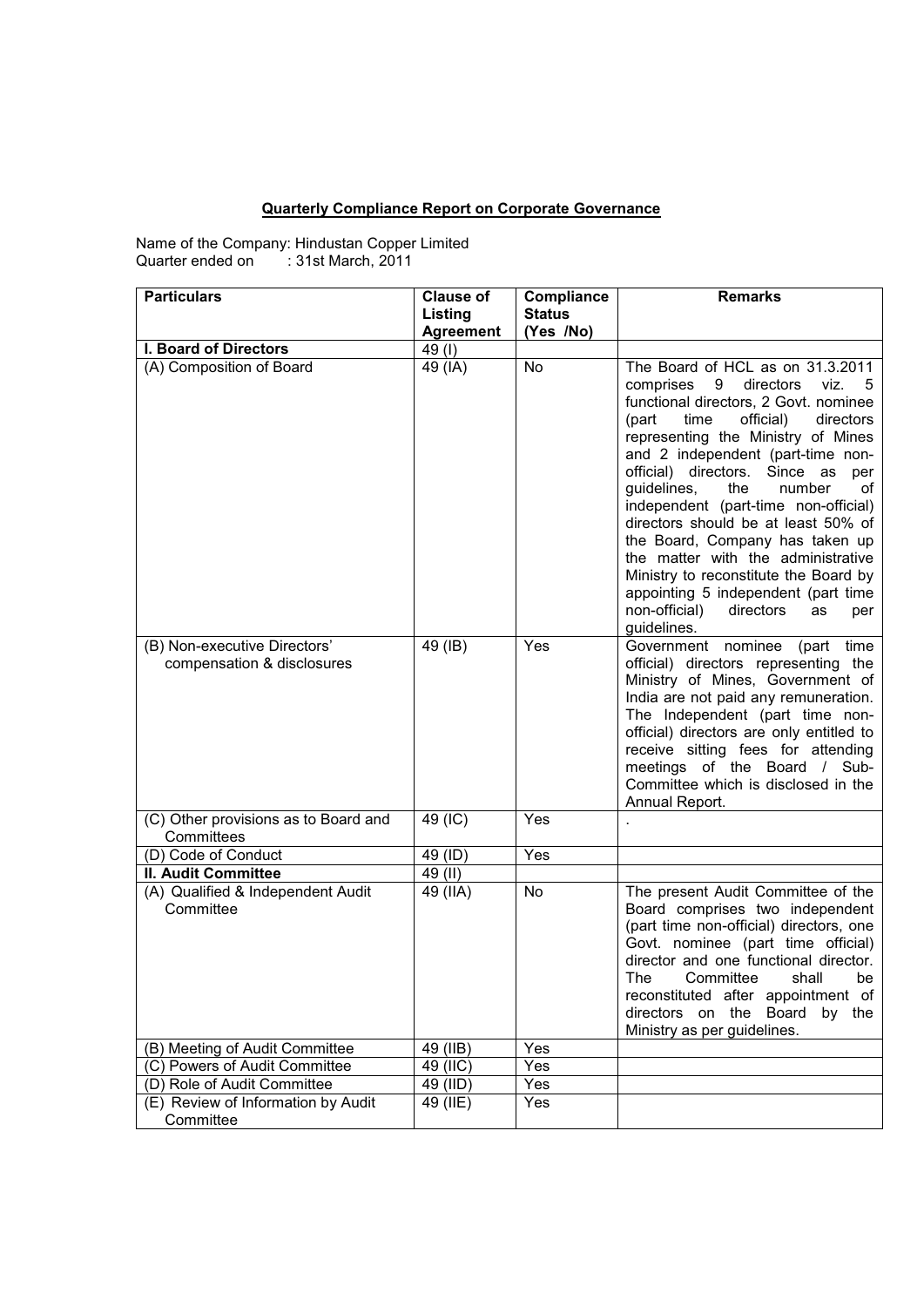## Quarterly Compliance Report on Corporate Governance

Name of the Company: Hindustan Copper Limited
Quarter ended on : 31st March, 2011

| Particulars | Clause of Listing Agreement | Compliance Status (Yes /No) | Remarks |
|---|---|---|---|
| **I. Board of Directors** | 49 (I) | | |
| (A) Composition of Board | 49 (IA) | No | The Board of HCL as on 31.3.2011 comprises 9 directors viz. 5 functional directors, 2 Govt. nominee (part time official) directors representing the Ministry of Mines and 2 independent (part-time non-official) directors. Since as per guidelines, the number of independent (part-time non-official) directors should be at least 50% of the Board, Company has taken up the matter with the administrative Ministry to reconstitute the Board by appointing 5 independent (part time non-official) directors as per guidelines. |
| (B) Non-executive Directors' compensation & disclosures | 49 (IB) | Yes | Government nominee (part time official) directors representing the Ministry of Mines, Government of India are not paid any remuneration. The Independent (part time non-official) directors are only entitled to receive sitting fees for attending meetings of the Board / Sub-Committee which is disclosed in the Annual Report. |
| (C) Other provisions as to Board and Committees | 49 (IC) | Yes | . |
| (D) Code of Conduct | 49 (ID) | Yes | |
| **II. Audit Committee** | 49 (II) | | |
| (A) Qualified & Independent Audit Committee | 49 (IIA) | No | The present Audit Committee of the Board comprises two independent (part time non-official) directors, one Govt. nominee (part time official) director and one functional director. The Committee shall be reconstituted after appointment of directors on the Board by the Ministry as per guidelines. |
| (B) Meeting of Audit Committee | 49 (IIB) | Yes | |
| (C) Powers of Audit Committee | 49 (IIC) | Yes | |
| (D) Role of Audit Committee | 49 (IID) | Yes | |
| (E) Review of Information by Audit Committee | 49 (IIE) | Yes | |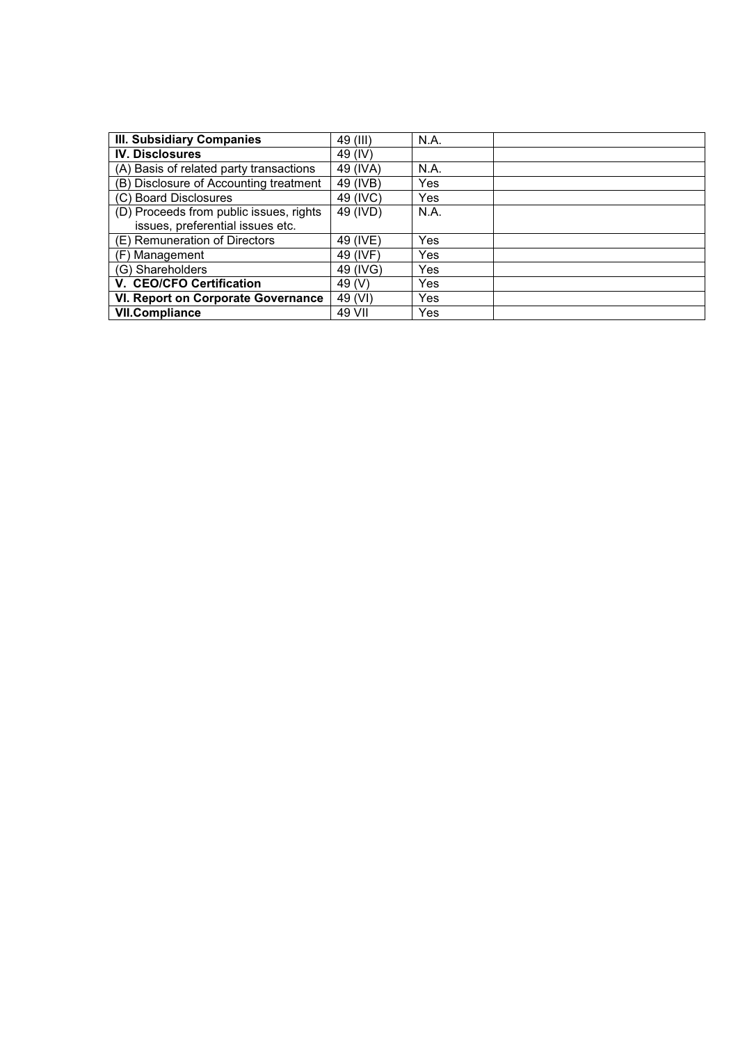| | | | |
|---|---|---|---|
| **III. Subsidiary Companies** | 49 (III) | N.A. | |
| **IV. Disclosures** | 49 (IV) | | |
| (A) Basis of related party transactions | 49 (IVA) | N.A. | |
| (B) Disclosure of Accounting treatment | 49 (IVB) | Yes | |
| (C) Board Disclosures | 49 (IVC) | Yes | |
| (D) Proceeds from public issues, rights issues, preferential issues etc. | 49 (IVD) | N.A. | |
| (E) Remuneration of Directors | 49 (IVE) | Yes | |
| (F) Management | 49 (IVF) | Yes | |
| (G) Shareholders | 49 (IVG) | Yes | |
| **V. CEO/CFO Certification** | 49 (V) | Yes | |
| **VI. Report on Corporate Governance** | 49 (VI) | Yes | |
| **VII.Compliance** | 49 VII | Yes | |